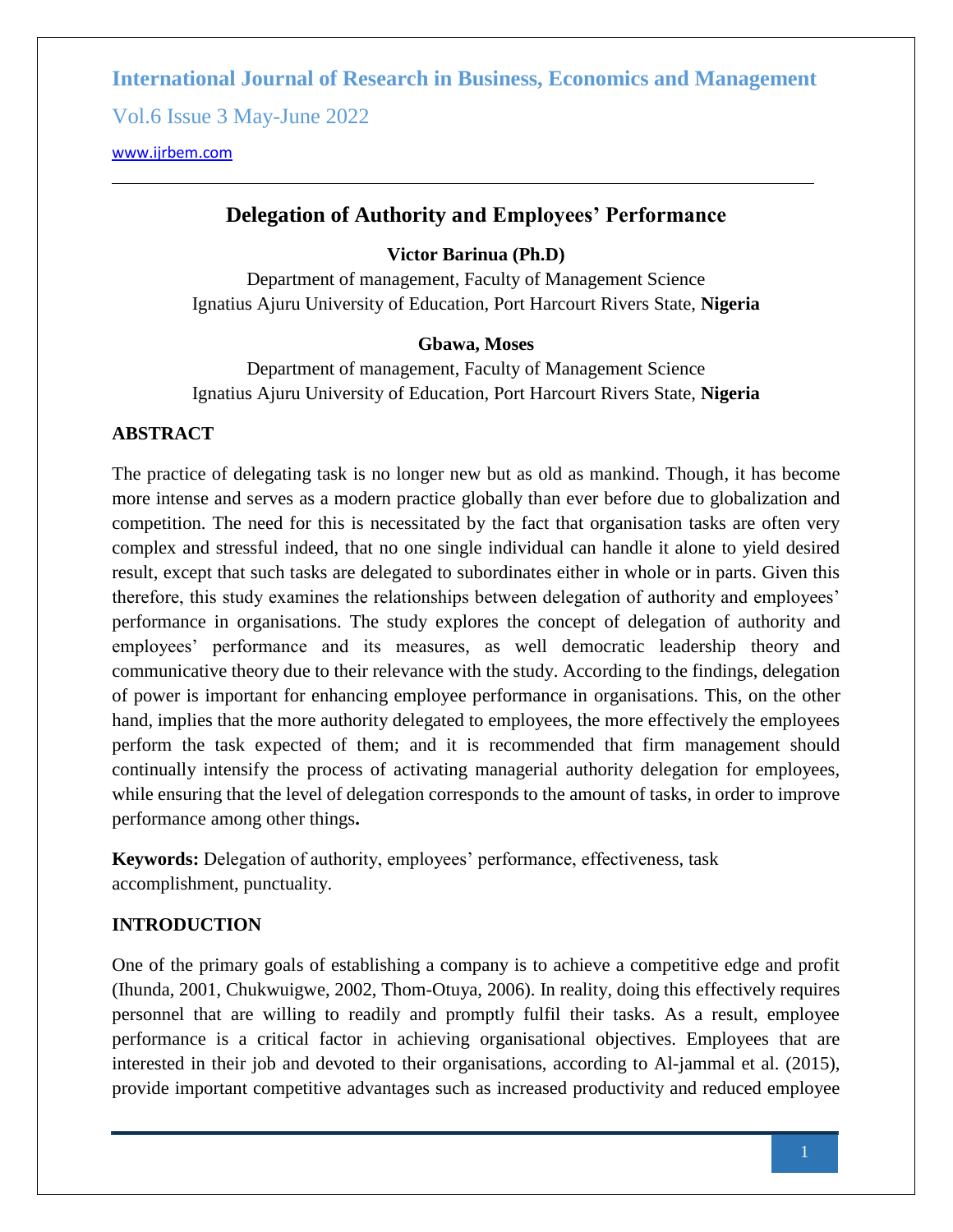# Delegation of Authority and Employees' Performance

**Victor Barinua (Ph.D)**

Department of management, Faculty of Management Science
Ignatius Ajuru University of Education, Port Harcourt Rivers State, **Nigeria**

**Gbawa, Moses**

Department of management, Faculty of Management Science
Ignatius Ajuru University of Education, Port Harcourt Rivers State, **Nigeria**

## ABSTRACT

The practice of delegating task is no longer new but as old as mankind. Though, it has become more intense and serves as a modern practice globally than ever before due to globalization and competition. The need for this is necessitated by the fact that organisation tasks are often very complex and stressful indeed, that no one single individual can handle it alone to yield desired result, except that such tasks are delegated to subordinates either in whole or in parts. Given this therefore, this study examines the relationships between delegation of authority and employees' performance in organisations. The study explores the concept of delegation of authority and employees' performance and its measures, as well democratic leadership theory and communicative theory due to their relevance with the study. According to the findings, delegation of power is important for enhancing employee performance in organisations. This, on the other hand, implies that the more authority delegated to employees, the more effectively the employees perform the task expected of them; and it is recommended that firm management should continually intensify the process of activating managerial authority delegation for employees, while ensuring that the level of delegation corresponds to the amount of tasks, in order to improve performance among other things**.**

**Keywords:** Delegation of authority, employees' performance, effectiveness, task accomplishment, punctuality.

## INTRODUCTION

One of the primary goals of establishing a company is to achieve a competitive edge and profit (Ihunda, 2001, Chukwuigwe, 2002, Thom-Otuya, 2006). In reality, doing this effectively requires personnel that are willing to readily and promptly fulfil their tasks. As a result, employee performance is a critical factor in achieving organisational objectives. Employees that are interested in their job and devoted to their organisations, according to Al-jammal et al. (2015), provide important competitive advantages such as increased productivity and reduced employee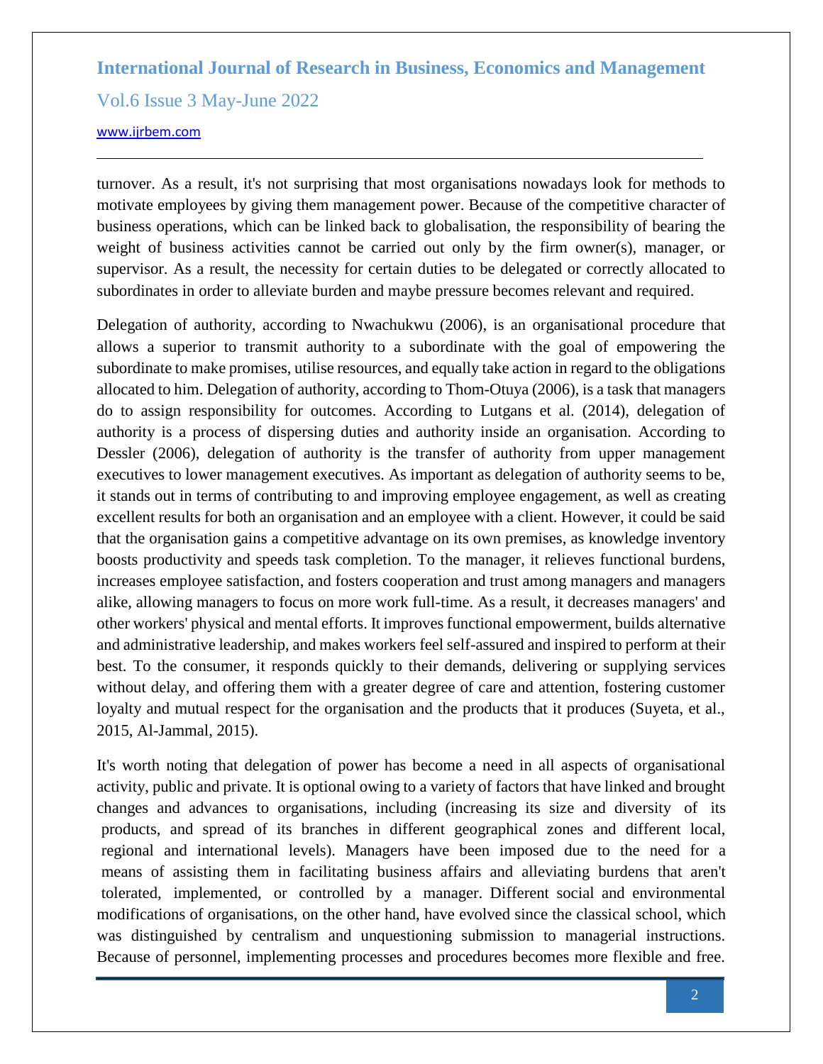turnover. As a result, it's not surprising that most organisations nowadays look for methods to motivate employees by giving them management power. Because of the competitive character of business operations, which can be linked back to globalisation, the responsibility of bearing the weight of business activities cannot be carried out only by the firm owner(s), manager, or supervisor. As a result, the necessity for certain duties to be delegated or correctly allocated to subordinates in order to alleviate burden and maybe pressure becomes relevant and required.

Delegation of authority, according to Nwachukwu (2006), is an organisational procedure that allows a superior to transmit authority to a subordinate with the goal of empowering the subordinate to make promises, utilise resources, and equally take action in regard to the obligations allocated to him. Delegation of authority, according to Thom-Otuya (2006), is a task that managers do to assign responsibility for outcomes. According to Lutgans et al. (2014), delegation of authority is a process of dispersing duties and authority inside an organisation. According to Dessler (2006), delegation of authority is the transfer of authority from upper management executives to lower management executives. As important as delegation of authority seems to be, it stands out in terms of contributing to and improving employee engagement, as well as creating excellent results for both an organisation and an employee with a client. However, it could be said that the organisation gains a competitive advantage on its own premises, as knowledge inventory boosts productivity and speeds task completion. To the manager, it relieves functional burdens, increases employee satisfaction, and fosters cooperation and trust among managers and managers alike, allowing managers to focus on more work full-time. As a result, it decreases managers' and other workers' physical and mental efforts. It improves functional empowerment, builds alternative and administrative leadership, and makes workers feel self-assured and inspired to perform at their best. To the consumer, it responds quickly to their demands, delivering or supplying services without delay, and offering them with a greater degree of care and attention, fostering customer loyalty and mutual respect for the organisation and the products that it produces (Suyeta, et al., 2015, Al-Jammal, 2015).

It's worth noting that delegation of power has become a need in all aspects of organisational activity, public and private. It is optional owing to a variety of factors that have linked and brought changes and advances to organisations, including (increasing its size and diversity of its products, and spread of its branches in different geographical zones and different local, regional and international levels). Managers have been imposed due to the need for a means of assisting them in facilitating business affairs and alleviating burdens that aren't tolerated, implemented, or controlled by a manager. Different social and environmental modifications of organisations, on the other hand, have evolved since the classical school, which was distinguished by centralism and unquestioning submission to managerial instructions. Because of personnel, implementing processes and procedures becomes more flexible and free.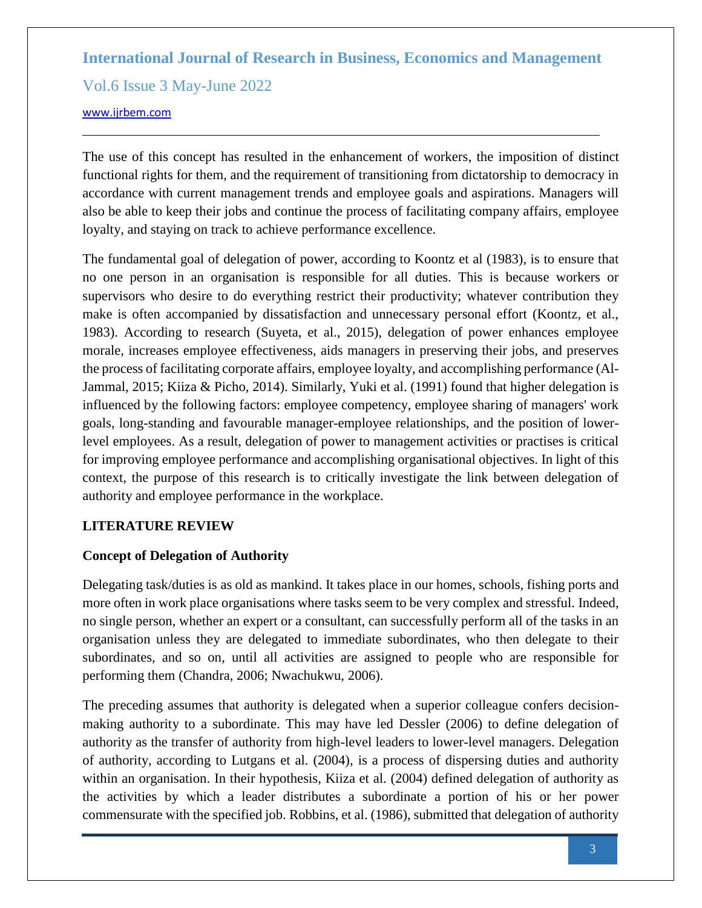The use of this concept has resulted in the enhancement of workers, the imposition of distinct functional rights for them, and the requirement of transitioning from dictatorship to democracy in accordance with current management trends and employee goals and aspirations. Managers will also be able to keep their jobs and continue the process of facilitating company affairs, employee loyalty, and staying on track to achieve performance excellence.

The fundamental goal of delegation of power, according to Koontz et al (1983), is to ensure that no one person in an organisation is responsible for all duties. This is because workers or supervisors who desire to do everything restrict their productivity; whatever contribution they make is often accompanied by dissatisfaction and unnecessary personal effort (Koontz, et al., 1983). According to research (Suyeta, et al., 2015), delegation of power enhances employee morale, increases employee effectiveness, aids managers in preserving their jobs, and preserves the process of facilitating corporate affairs, employee loyalty, and accomplishing performance (Al-Jammal, 2015; Kiiza & Picho, 2014). Similarly, Yuki et al. (1991) found that higher delegation is influenced by the following factors: employee competency, employee sharing of managers' work goals, long-standing and favourable manager-employee relationships, and the position of lower-level employees. As a result, delegation of power to management activities or practises is critical for improving employee performance and accomplishing organisational objectives. In light of this context, the purpose of this research is to critically investigate the link between delegation of authority and employee performance in the workplace.

## LITERATURE REVIEW

### Concept of Delegation of Authority

Delegating task/duties is as old as mankind. It takes place in our homes, schools, fishing ports and more often in work place organisations where tasks seem to be very complex and stressful. Indeed, no single person, whether an expert or a consultant, can successfully perform all of the tasks in an organisation unless they are delegated to immediate subordinates, who then delegate to their subordinates, and so on, until all activities are assigned to people who are responsible for performing them (Chandra, 2006; Nwachukwu, 2006).

The preceding assumes that authority is delegated when a superior colleague confers decision-making authority to a subordinate. This may have led Dessler (2006) to define delegation of authority as the transfer of authority from high-level leaders to lower-level managers. Delegation of authority, according to Lutgans et al. (2004), is a process of dispersing duties and authority within an organisation. In their hypothesis, Kiiza et al. (2004) defined delegation of authority as the activities by which a leader distributes a subordinate a portion of his or her power commensurate with the specified job. Robbins, et al. (1986), submitted that delegation of authority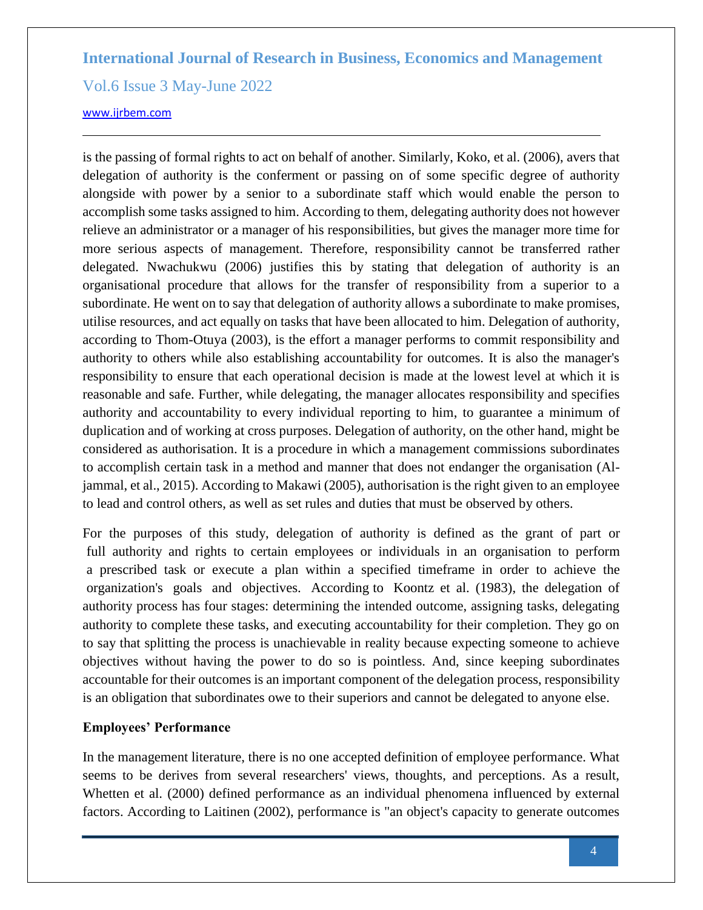is the passing of formal rights to act on behalf of another. Similarly, Koko, et al. (2006), avers that delegation of authority is the conferment or passing on of some specific degree of authority alongside with power by a senior to a subordinate staff which would enable the person to accomplish some tasks assigned to him. According to them, delegating authority does not however relieve an administrator or a manager of his responsibilities, but gives the manager more time for more serious aspects of management. Therefore, responsibility cannot be transferred rather delegated. Nwachukwu (2006) justifies this by stating that delegation of authority is an organisational procedure that allows for the transfer of responsibility from a superior to a subordinate. He went on to say that delegation of authority allows a subordinate to make promises, utilise resources, and act equally on tasks that have been allocated to him. Delegation of authority, according to Thom-Otuya (2003), is the effort a manager performs to commit responsibility and authority to others while also establishing accountability for outcomes. It is also the manager's responsibility to ensure that each operational decision is made at the lowest level at which it is reasonable and safe. Further, while delegating, the manager allocates responsibility and specifies authority and accountability to every individual reporting to him, to guarantee a minimum of duplication and of working at cross purposes. Delegation of authority, on the other hand, might be considered as authorisation. It is a procedure in which a management commissions subordinates to accomplish certain task in a method and manner that does not endanger the organisation (Al-jammal, et al., 2015). According to Makawi (2005), authorisation is the right given to an employee to lead and control others, as well as set rules and duties that must be observed by others.

For the purposes of this study, delegation of authority is defined as the grant of part or full authority and rights to certain employees or individuals in an organisation to perform a prescribed task or execute a plan within a specified timeframe in order to achieve the organization's goals and objectives. According to Koontz et al. (1983), the delegation of authority process has four stages: determining the intended outcome, assigning tasks, delegating authority to complete these tasks, and executing accountability for their completion. They go on to say that splitting the process is unachievable in reality because expecting someone to achieve objectives without having the power to do so is pointless. And, since keeping subordinates accountable for their outcomes is an important component of the delegation process, responsibility is an obligation that subordinates owe to their superiors and cannot be delegated to anyone else.

**Employees' Performance**

In the management literature, there is no one accepted definition of employee performance. What seems to be derives from several researchers' views, thoughts, and perceptions. As a result, Whetten et al. (2000) defined performance as an individual phenomena influenced by external factors. According to Laitinen (2002), performance is "an object's capacity to generate outcomes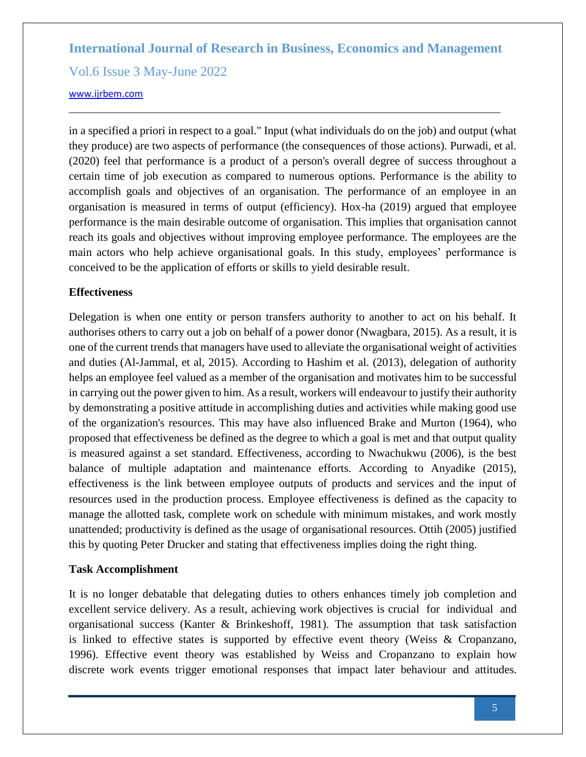in a specified a priori in respect to a goal." Input (what individuals do on the job) and output (what they produce) are two aspects of performance (the consequences of those actions). Purwadi, et al. (2020) feel that performance is a product of a person's overall degree of success throughout a certain time of job execution as compared to numerous options. Performance is the ability to accomplish goals and objectives of an organisation. The performance of an employee in an organisation is measured in terms of output (efficiency). Hox-ha (2019) argued that employee performance is the main desirable outcome of organisation. This implies that organisation cannot reach its goals and objectives without improving employee performance. The employees are the main actors who help achieve organisational goals. In this study, employees' performance is conceived to be the application of efforts or skills to yield desirable result.

**Effectiveness**

Delegation is when one entity or person transfers authority to another to act on his behalf. It authorises others to carry out a job on behalf of a power donor (Nwagbara, 2015). As a result, it is one of the current trends that managers have used to alleviate the organisational weight of activities and duties (Al-Jammal, et al, 2015). According to Hashim et al. (2013), delegation of authority helps an employee feel valued as a member of the organisation and motivates him to be successful in carrying out the power given to him. As a result, workers will endeavour to justify their authority by demonstrating a positive attitude in accomplishing duties and activities while making good use of the organization's resources. This may have also influenced Brake and Murton (1964), who proposed that effectiveness be defined as the degree to which a goal is met and that output quality is measured against a set standard. Effectiveness, according to Nwachukwu (2006), is the best balance of multiple adaptation and maintenance efforts. According to Anyadike (2015), effectiveness is the link between employee outputs of products and services and the input of resources used in the production process. Employee effectiveness is defined as the capacity to manage the allotted task, complete work on schedule with minimum mistakes, and work mostly unattended; productivity is defined as the usage of organisational resources. Ottih (2005) justified this by quoting Peter Drucker and stating that effectiveness implies doing the right thing.

**Task Accomplishment**

It is no longer debatable that delegating duties to others enhances timely job completion and excellent service delivery. As a result, achieving work objectives is crucial for individual and organisational success (Kanter & Brinkeshoff, 1981). The assumption that task satisfaction is linked to effective states is supported by effective event theory (Weiss & Cropanzano, 1996). Effective event theory was established by Weiss and Cropanzano to explain how discrete work events trigger emotional responses that impact later behaviour and attitudes.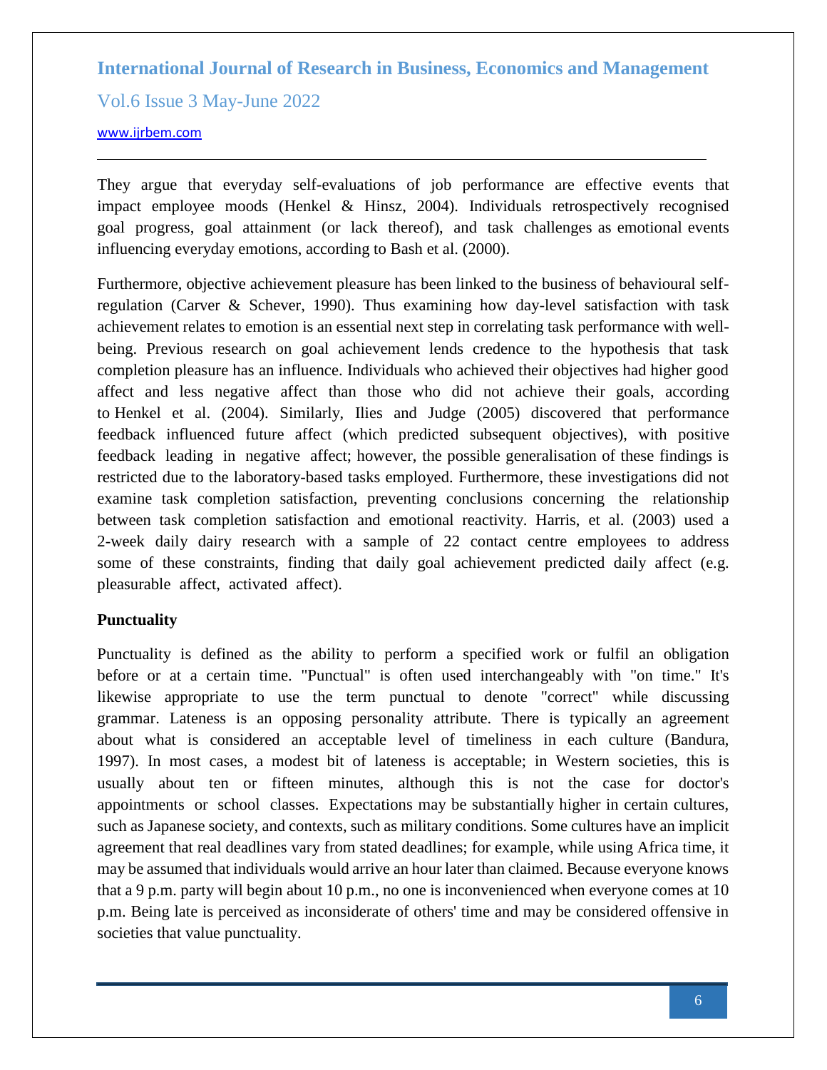They argue that everyday self-evaluations of job performance are effective events that impact employee moods (Henkel & Hinsz, 2004). Individuals retrospectively recognised goal progress, goal attainment (or lack thereof), and task challenges as emotional events influencing everyday emotions, according to Bash et al. (2000).

Furthermore, objective achievement pleasure has been linked to the business of behavioural self-regulation (Carver & Schever, 1990). Thus examining how day-level satisfaction with task achievement relates to emotion is an essential next step in correlating task performance with well-being. Previous research on goal achievement lends credence to the hypothesis that task completion pleasure has an influence. Individuals who achieved their objectives had higher good affect and less negative affect than those who did not achieve their goals, according to Henkel et al. (2004). Similarly, Ilies and Judge (2005) discovered that performance feedback influenced future affect (which predicted subsequent objectives), with positive feedback leading in negative affect; however, the possible generalisation of these findings is restricted due to the laboratory-based tasks employed. Furthermore, these investigations did not examine task completion satisfaction, preventing conclusions concerning the relationship between task completion satisfaction and emotional reactivity. Harris, et al. (2003) used a 2-week daily dairy research with a sample of 22 contact centre employees to address some of these constraints, finding that daily goal achievement predicted daily affect (e.g. pleasurable affect, activated affect).

**Punctuality**

Punctuality is defined as the ability to perform a specified work or fulfil an obligation before or at a certain time. "Punctual" is often used interchangeably with "on time." It's likewise appropriate to use the term punctual to denote "correct" while discussing grammar. Lateness is an opposing personality attribute. There is typically an agreement about what is considered an acceptable level of timeliness in each culture (Bandura, 1997). In most cases, a modest bit of lateness is acceptable; in Western societies, this is usually about ten or fifteen minutes, although this is not the case for doctor's appointments or school classes. Expectations may be substantially higher in certain cultures, such as Japanese society, and contexts, such as military conditions. Some cultures have an implicit agreement that real deadlines vary from stated deadlines; for example, while using Africa time, it may be assumed that individuals would arrive an hour later than claimed. Because everyone knows that a 9 p.m. party will begin about 10 p.m., no one is inconvenienced when everyone comes at 10 p.m. Being late is perceived as inconsiderate of others' time and may be considered offensive in societies that value punctuality.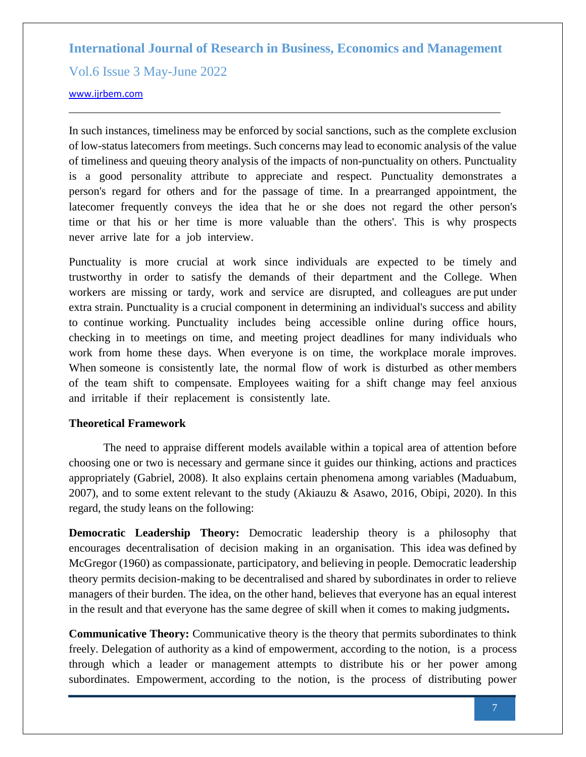In such instances, timeliness may be enforced by social sanctions, such as the complete exclusion of low-status latecomers from meetings. Such concerns may lead to economic analysis of the value of timeliness and queuing theory analysis of the impacts of non-punctuality on others. Punctuality is a good personality attribute to appreciate and respect. Punctuality demonstrates a person's regard for others and for the passage of time. In a prearranged appointment, the latecomer frequently conveys the idea that he or she does not regard the other person's time or that his or her time is more valuable than the others'. This is why prospects never arrive late for a job interview.

Punctuality is more crucial at work since individuals are expected to be timely and trustworthy in order to satisfy the demands of their department and the College. When workers are missing or tardy, work and service are disrupted, and colleagues are put under extra strain. Punctuality is a crucial component in determining an individual's success and ability to continue working. Punctuality includes being accessible online during office hours, checking in to meetings on time, and meeting project deadlines for many individuals who work from home these days. When everyone is on time, the workplace morale improves. When someone is consistently late, the normal flow of work is disturbed as other members of the team shift to compensate. Employees waiting for a shift change may feel anxious and irritable if their replacement is consistently late.

**Theoretical Framework**

The need to appraise different models available within a topical area of attention before choosing one or two is necessary and germane since it guides our thinking, actions and practices appropriately (Gabriel, 2008). It also explains certain phenomena among variables (Maduabum, 2007), and to some extent relevant to the study (Akiauzu & Asawo, 2016, Obipi, 2020). In this regard, the study leans on the following:

**Democratic Leadership Theory:** Democratic leadership theory is a philosophy that encourages decentralisation of decision making in an organisation. This idea was defined by McGregor (1960) as compassionate, participatory, and believing in people. Democratic leadership theory permits decision-making to be decentralised and shared by subordinates in order to relieve managers of their burden. The idea, on the other hand, believes that everyone has an equal interest in the result and that everyone has the same degree of skill when it comes to making judgments**.**

**Communicative Theory:** Communicative theory is the theory that permits subordinates to think freely. Delegation of authority as a kind of empowerment, according to the notion, is a process through which a leader or management attempts to distribute his or her power among subordinates. Empowerment, according to the notion, is the process of distributing power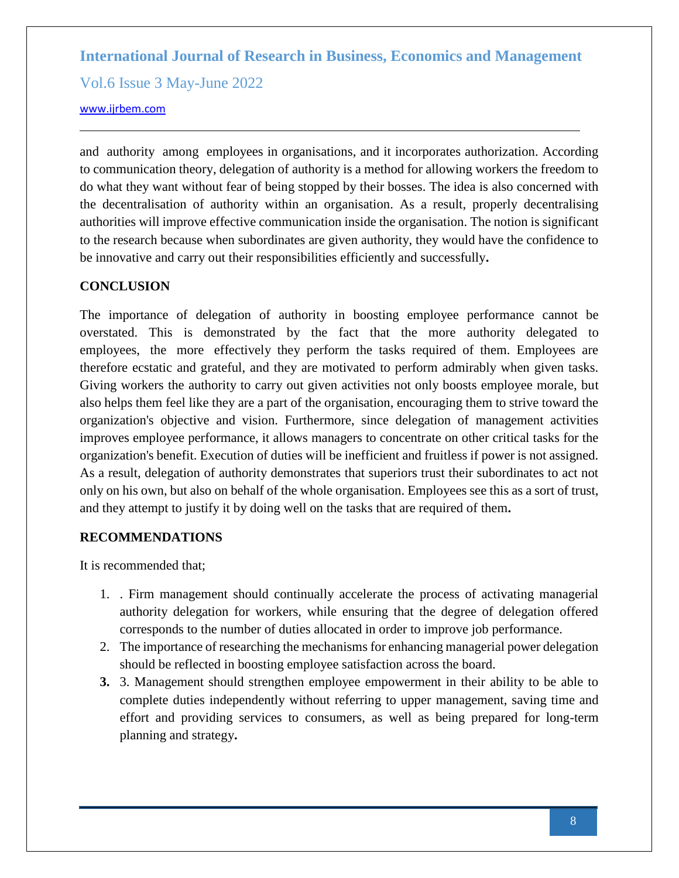and authority among employees in organisations, and it incorporates authorization. According to communication theory, delegation of authority is a method for allowing workers the freedom to do what they want without fear of being stopped by their bosses. The idea is also concerned with the decentralisation of authority within an organisation. As a result, properly decentralising authorities will improve effective communication inside the organisation. The notion is significant to the research because when subordinates are given authority, they would have the confidence to be innovative and carry out their responsibilities efficiently and successfully**.**

## CONCLUSION

The importance of delegation of authority in boosting employee performance cannot be overstated. This is demonstrated by the fact that the more authority delegated to employees, the more effectively they perform the tasks required of them. Employees are therefore ecstatic and grateful, and they are motivated to perform admirably when given tasks. Giving workers the authority to carry out given activities not only boosts employee morale, but also helps them feel like they are a part of the organisation, encouraging them to strive toward the organization's objective and vision. Furthermore, since delegation of management activities improves employee performance, it allows managers to concentrate on other critical tasks for the organization's benefit. Execution of duties will be inefficient and fruitless if power is not assigned. As a result, delegation of authority demonstrates that superiors trust their subordinates to act not only on his own, but also on behalf of the whole organisation. Employees see this as a sort of trust, and they attempt to justify it by doing well on the tasks that are required of them**.**

## RECOMMENDATIONS

It is recommended that;

1. . Firm management should continually accelerate the process of activating managerial authority delegation for workers, while ensuring that the degree of delegation offered corresponds to the number of duties allocated in order to improve job performance.
2. The importance of researching the mechanisms for enhancing managerial power delegation should be reflected in boosting employee satisfaction across the board.
3. 3. Management should strengthen employee empowerment in their ability to be able to complete duties independently without referring to upper management, saving time and effort and providing services to consumers, as well as being prepared for long-term planning and strategy**.**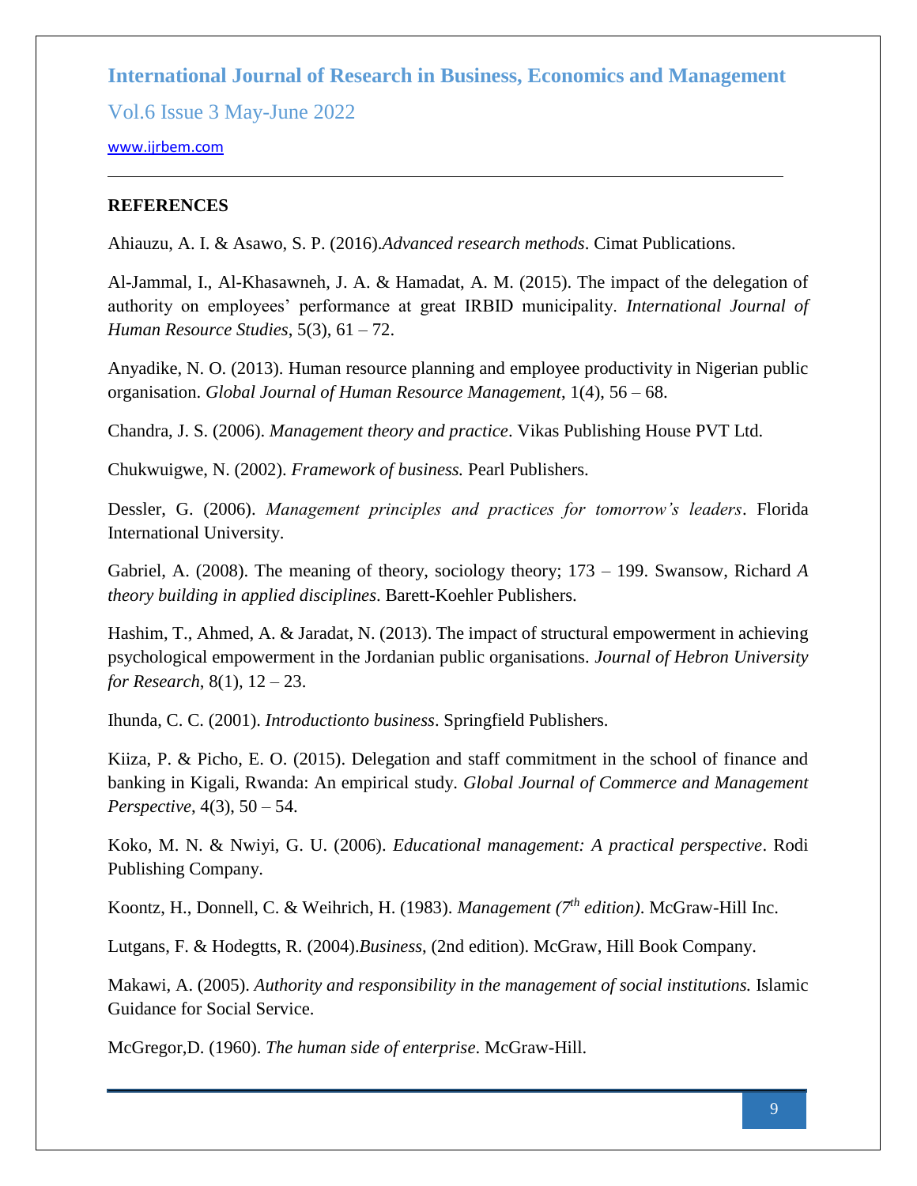## REFERENCES

Ahiauzu, A. I. & Asawo, S. P. (2016).*Advanced research methods*. Cimat Publications.

Al-Jammal, I., Al-Khasawneh, J. A. & Hamadat, A. M. (2015). The impact of the delegation of authority on employees' performance at great IRBID municipality. *International Journal of Human Resource Studies*, 5(3), 61 – 72.

Anyadike, N. O. (2013). Human resource planning and employee productivity in Nigerian public organisation. *Global Journal of Human Resource Management*, 1(4), 56 – 68.

Chandra, J. S. (2006). *Management theory and practice*. Vikas Publishing House PVT Ltd.

Chukwuigwe, N. (2002). *Framework of business.* Pearl Publishers.

Dessler, G. (2006). *Management principles and practices for tomorrow's leaders*. Florida International University.

Gabriel, A. (2008). The meaning of theory, sociology theory; 173 – 199. Swansow, Richard *A theory building in applied disciplines*. Barett-Koehler Publishers.

Hashim, T., Ahmed, A. & Jaradat, N. (2013). The impact of structural empowerment in achieving psychological empowerment in the Jordanian public organisations. *Journal of Hebron University for Research*, 8(1), 12 – 23.

Ihunda, C. C. (2001). *Introductionto business*. Springfield Publishers.

Kiiza, P. & Picho, E. O. (2015). Delegation and staff commitment in the school of finance and banking in Kigali, Rwanda: An empirical study. *Global Journal of Commerce and Management Perspective*, 4(3), 50 – 54.

Koko, M. N. & Nwiyi, G. U. (2006). *Educational management: A practical perspective*. Rodi Publishing Company.

Koontz, H., Donnell, C. & Weihrich, H. (1983). *Management (7th edition)*. McGraw-Hill Inc.

Lutgans, F. & Hodegtts, R. (2004).*Business*, (2nd edition). McGraw, Hill Book Company.

Makawi, A. (2005). *Authority and responsibility in the management of social institutions.* Islamic Guidance for Social Service.

McGregor,D. (1960). *The human side of enterprise*. McGraw-Hill.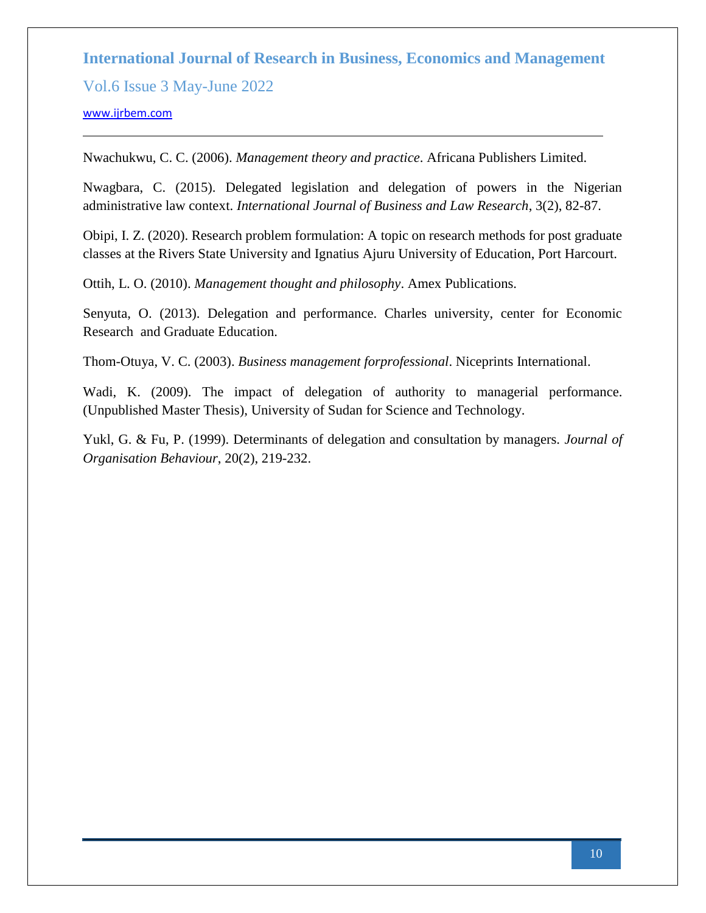Nwachukwu, C. C. (2006). *Management theory and practice*. Africana Publishers Limited.

Nwagbara, C. (2015). Delegated legislation and delegation of powers in the Nigerian administrative law context. *International Journal of Business and Law Research*, 3(2), 82-87.

Obipi, I. Z. (2020). Research problem formulation: A topic on research methods for post graduate classes at the Rivers State University and Ignatius Ajuru University of Education, Port Harcourt.

Ottih, L. O. (2010). *Management thought and philosophy*. Amex Publications.

Senyuta, O. (2013). Delegation and performance. Charles university, center for Economic Research and Graduate Education.

Thom-Otuya, V. C. (2003). *Business management forprofessional*. Niceprints International.

Wadi, K. (2009). The impact of delegation of authority to managerial performance. (Unpublished Master Thesis), University of Sudan for Science and Technology.

Yukl, G. & Fu, P. (1999). Determinants of delegation and consultation by managers. *Journal of Organisation Behaviour*, 20(2), 219-232.